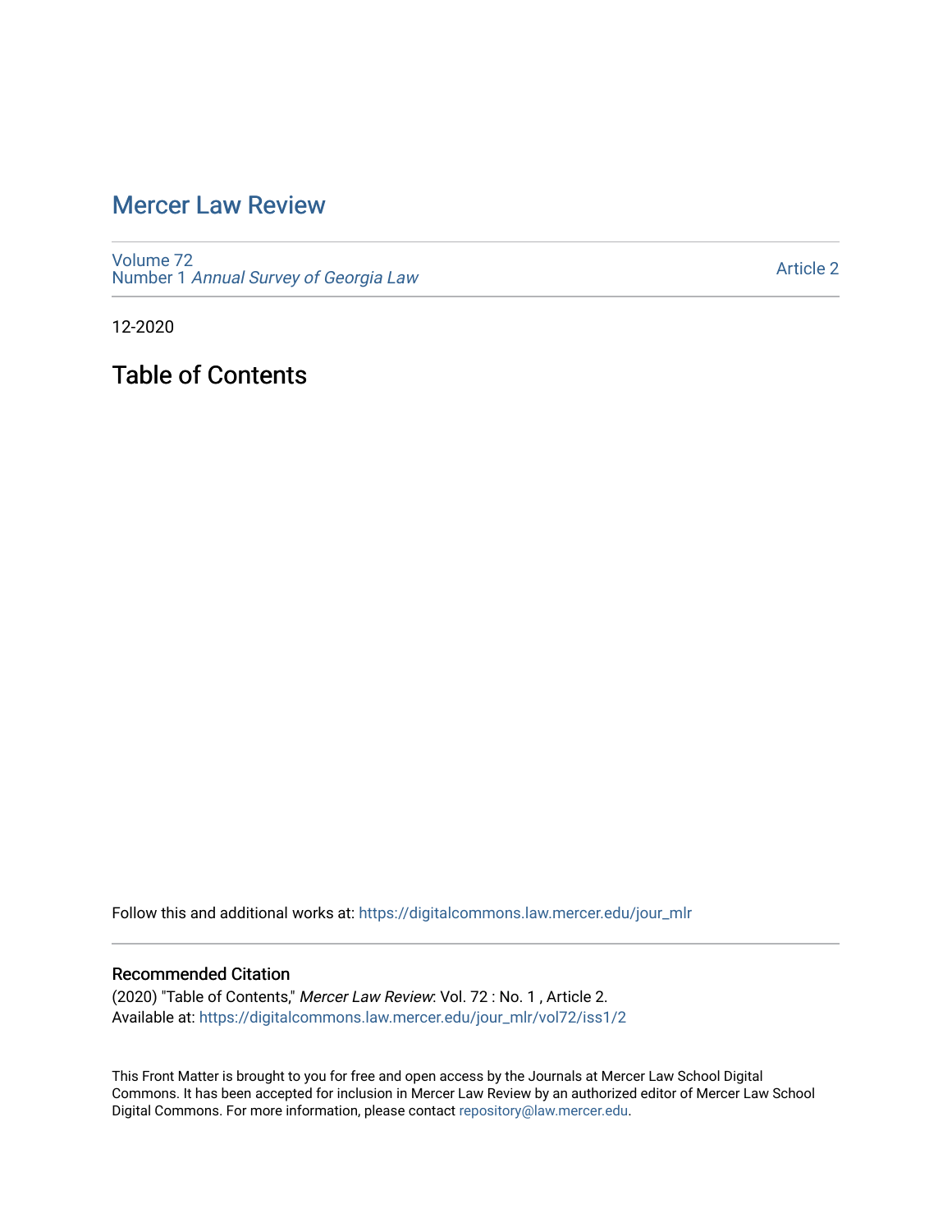# Mercer Law Review

Volume 72
Number 1 *Annual Survey of Georgia Law*

Article 2

12-2020

## Table of Contents

Follow this and additional works at: https://digitalcommons.law.mercer.edu/jour_mlr

### Recommended Citation

(2020) "Table of Contents," *Mercer Law Review*: Vol. 72 : No. 1 , Article 2.
Available at: https://digitalcommons.law.mercer.edu/jour_mlr/vol72/iss1/2

This Front Matter is brought to you for free and open access by the Journals at Mercer Law School Digital Commons. It has been accepted for inclusion in Mercer Law Review by an authorized editor of Mercer Law School Digital Commons. For more information, please contact repository@law.mercer.edu.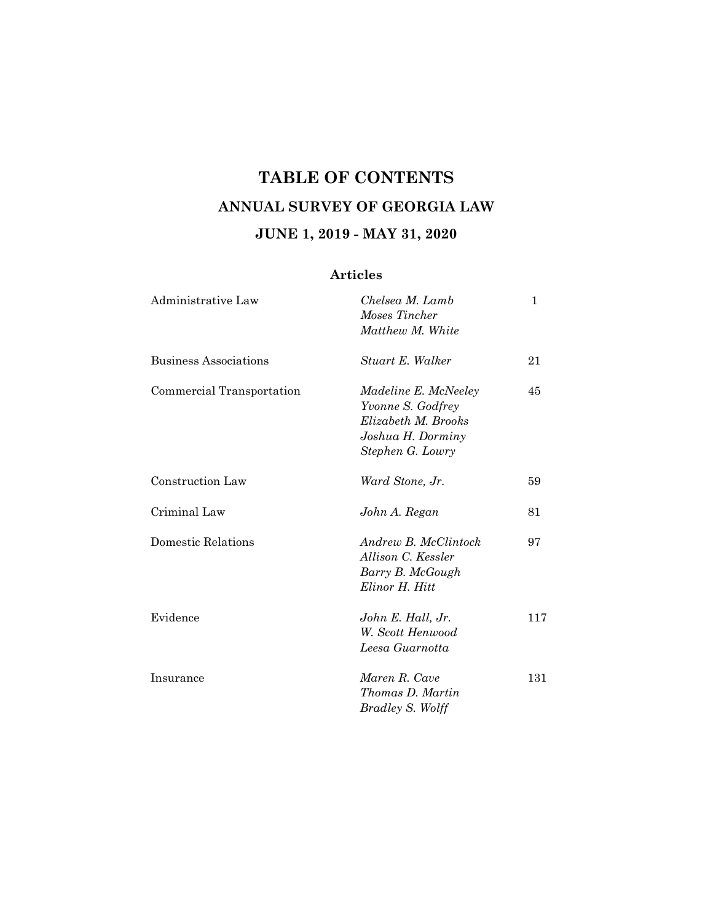# TABLE OF CONTENTS

## ANNUAL SURVEY OF GEORGIA LAW

## JUNE 1, 2019 - MAY 31, 2020

### Articles

| | | |
|---|---|---|
| Administrative Law | *Chelsea M. Lamb*<br>*Moses Tincher*<br>*Matthew M. White* | 1 |
| Business Associations | *Stuart E. Walker* | 21 |
| Commercial Transportation | *Madeline E. McNeeley*<br>*Yvonne S. Godfrey*<br>*Elizabeth M. Brooks*<br>*Joshua H. Dorminy*<br>*Stephen G. Lowry* | 45 |
| Construction Law | *Ward Stone, Jr.* | 59 |
| Criminal Law | *John A. Regan* | 81 |
| Domestic Relations | *Andrew B. McClintock*<br>*Allison C. Kessler*<br>*Barry B. McGough*<br>*Elinor H. Hitt* | 97 |
| Evidence | *John E. Hall, Jr.*<br>*W. Scott Henwood*<br>*Leesa Guarnotta* | 117 |
| Insurance | *Maren R. Cave*<br>*Thomas D. Martin*<br>*Bradley S. Wolff* | 131 |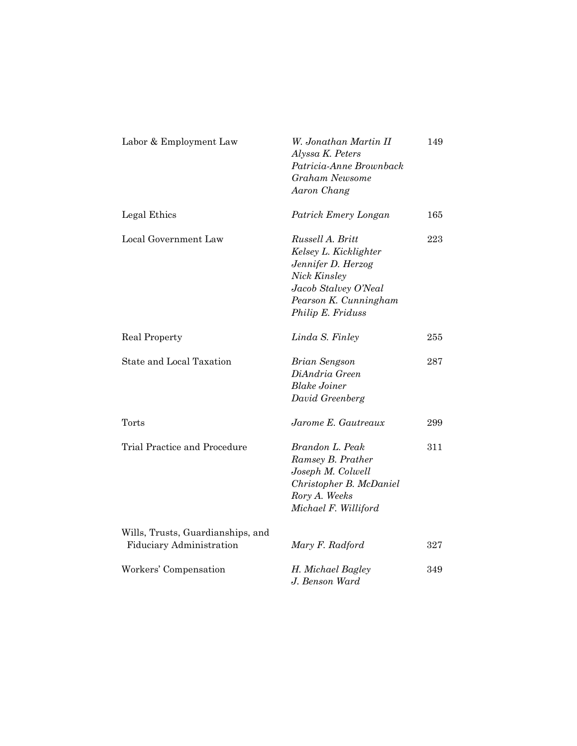| | | |
|---|---|---|
| Labor & Employment Law | *W. Jonathan Martin II*<br>*Alyssa K. Peters*<br>*Patricia-Anne Brownback*<br>*Graham Newsome*<br>*Aaron Chang* | 149 |
| Legal Ethics | *Patrick Emery Longan* | 165 |
| Local Government Law | *Russell A. Britt*<br>*Kelsey L. Kicklighter*<br>*Jennifer D. Herzog*<br>*Nick Kinsley*<br>*Jacob Stalvey O'Neal*<br>*Pearson K. Cunningham*<br>*Philip E. Friduss* | 223 |
| Real Property | *Linda S. Finley* | 255 |
| State and Local Taxation | *Brian Sengson*<br>*DiAndria Green*<br>*Blake Joiner*<br>*David Greenberg* | 287 |
| Torts | *Jarome E. Gautreaux* | 299 |
| Trial Practice and Procedure | *Brandon L. Peak*<br>*Ramsey B. Prather*<br>*Joseph M. Colwell*<br>*Christopher B. McDaniel*<br>*Rory A. Weeks*<br>*Michael F. Williford* | 311 |
| Wills, Trusts, Guardianships, and Fiduciary Administration | *Mary F. Radford* | 327 |
| Workers' Compensation | *H. Michael Bagley*<br>*J. Benson Ward* | 349 |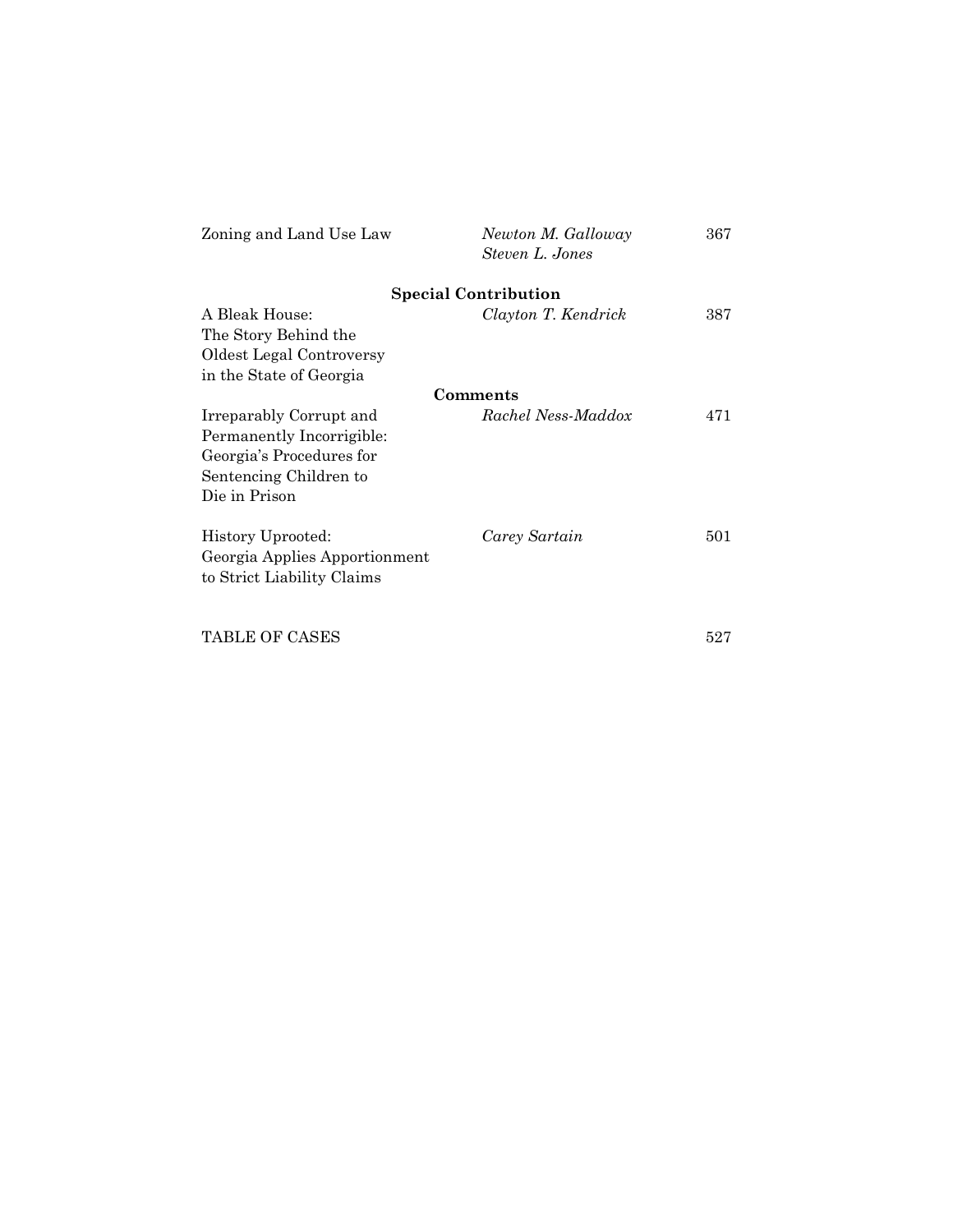| | | |
|---|---|---|
| Zoning and Land Use Law | *Newton M. Galloway*<br>*Steven L. Jones* | 367 |

**Special Contribution**

| | | |
|---|---|---|
| A Bleak House: The Story Behind the Oldest Legal Controversy in the State of Georgia | *Clayton T. Kendrick* | 387 |

**Comments**

| | | |
|---|---|---|
| Irreparably Corrupt and Permanently Incorrigible: Georgia's Procedures for Sentencing Children to Die in Prison | *Rachel Ness-Maddox* | 471 |
| History Uprooted: Georgia Applies Apportionment to Strict Liability Claims | *Carey Sartain* | 501 |

| | |
|---|---|
| TABLE OF CASES | 527 |